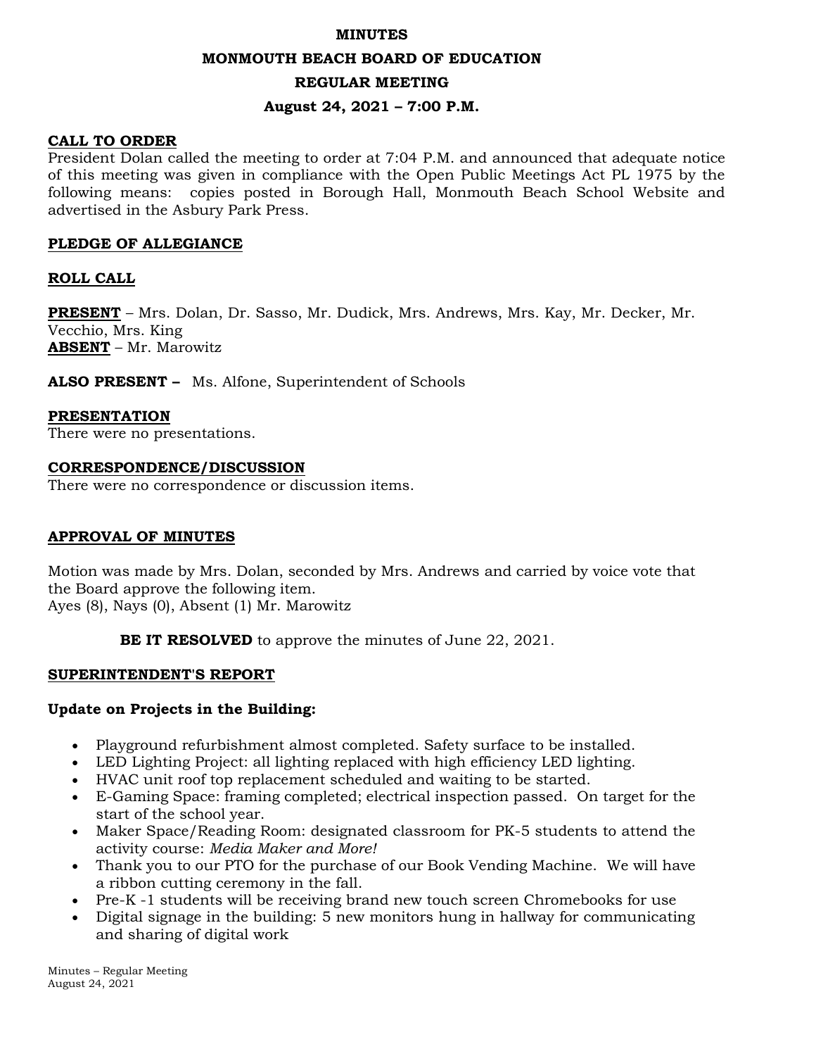# MINUTES

# MONMOUTH BEACH BOARD OF EDUCATION

## REGULAR MEETING

### August 24, 2021 – 7:00 P.M.

**CALL TO ORDER**

President Dolan called the meeting to order at 7:04 P.M. and announced that adequate notice of this meeting was given in compliance with the Open Public Meetings Act PL 1975 by the following means: copies posted in Borough Hall, Monmouth Beach School Website and advertised in the Asbury Park Press.

**PLEDGE OF ALLEGIANCE**

**ROLL CALL**

**PRESENT** – Mrs. Dolan, Dr. Sasso, Mr. Dudick, Mrs. Andrews, Mrs. Kay, Mr. Decker, Mr. Vecchio, Mrs. King
**ABSENT** – Mr. Marowitz

**ALSO PRESENT –** Ms. Alfone, Superintendent of Schools

**PRESENTATION**

There were no presentations.

**CORRESPONDENCE/DISCUSSION**

There were no correspondence or discussion items.

**APPROVAL OF MINUTES**

Motion was made by Mrs. Dolan, seconded by Mrs. Andrews and carried by voice vote that the Board approve the following item.
Ayes (8), Nays (0), Absent (1) Mr. Marowitz

**BE IT RESOLVED** to approve the minutes of June 22, 2021.

**SUPERINTENDENT'S REPORT**

**Update on Projects in the Building:**

- Playground refurbishment almost completed. Safety surface to be installed.
- LED Lighting Project: all lighting replaced with high efficiency LED lighting.
- HVAC unit roof top replacement scheduled and waiting to be started.
- E-Gaming Space: framing completed; electrical inspection passed. On target for the start of the school year.
- Maker Space/Reading Room: designated classroom for PK-5 students to attend the activity course: *Media Maker and More!*
- Thank you to our PTO for the purchase of our Book Vending Machine. We will have a ribbon cutting ceremony in the fall.
- Pre-K -1 students will be receiving brand new touch screen Chromebooks for use
- Digital signage in the building: 5 new monitors hung in hallway for communicating and sharing of digital work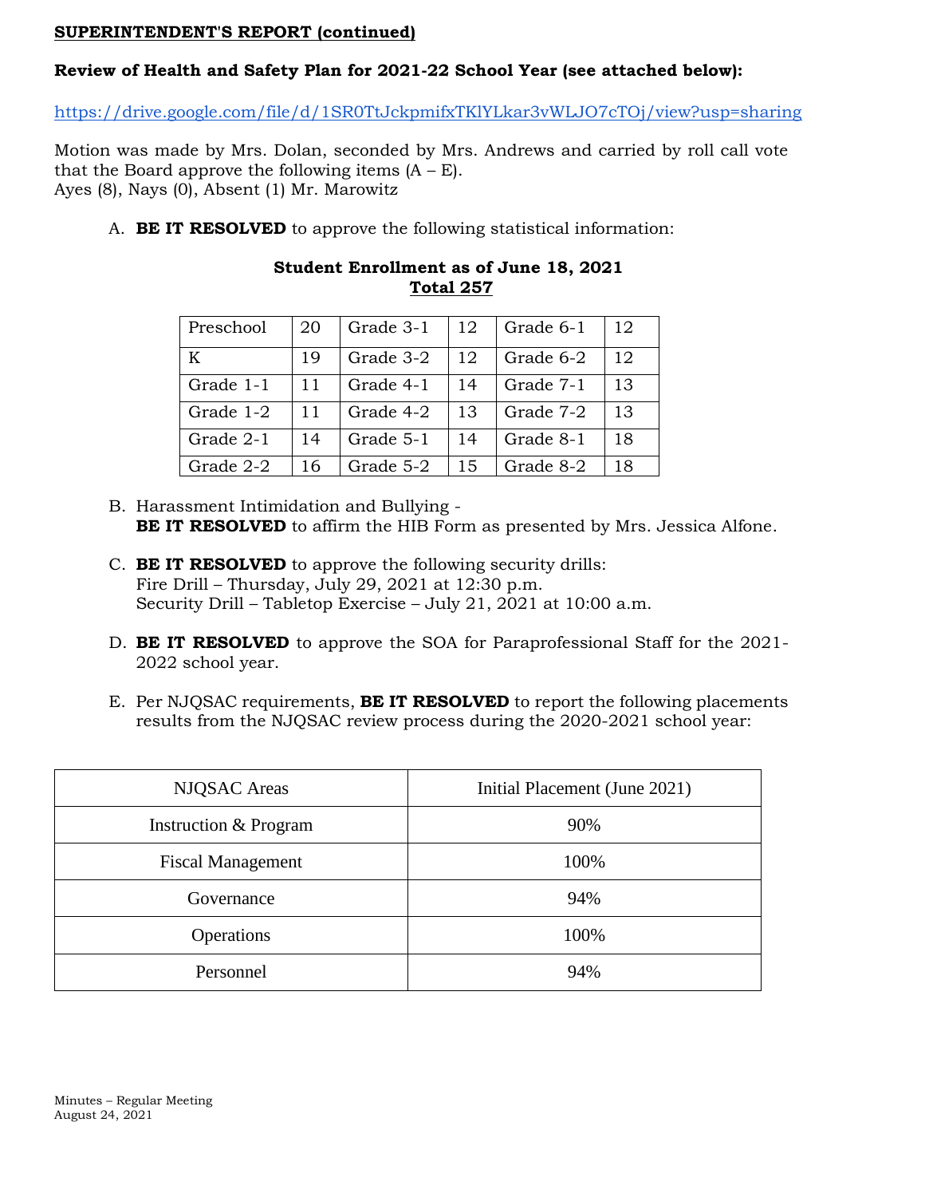**SUPERINTENDENT'S REPORT (continued)**

**Review of Health and Safety Plan for 2021-22 School Year (see attached below):**

https://drive.google.com/file/d/1SR0TtJckpmifxTKlYLkar3vWLJO7cTOj/view?usp=sharing

Motion was made by Mrs. Dolan, seconded by Mrs. Andrews and carried by roll call vote that the Board approve the following items (A – E).
Ayes (8), Nays (0), Absent (1) Mr. Marowitz

A. **BE IT RESOLVED** to approve the following statistical information:

**Student Enrollment as of June 18, 2021**
**Total 257**

| Preschool | 20 | Grade 3-1 | 12 | Grade 6-1 | 12 |
|---|---|---|---|---|---|
| K | 19 | Grade 3-2 | 12 | Grade 6-2 | 12 |
| Grade 1-1 | 11 | Grade 4-1 | 14 | Grade 7-1 | 13 |
| Grade 1-2 | 11 | Grade 4-2 | 13 | Grade 7-2 | 13 |
| Grade 2-1 | 14 | Grade 5-1 | 14 | Grade 8-1 | 18 |
| Grade 2-2 | 16 | Grade 5-2 | 15 | Grade 8-2 | 18 |

B. Harassment Intimidation and Bullying -
**BE IT RESOLVED** to affirm the HIB Form as presented by Mrs. Jessica Alfone.

C. **BE IT RESOLVED** to approve the following security drills:
Fire Drill – Thursday, July 29, 2021 at 12:30 p.m.
Security Drill – Tabletop Exercise – July 21, 2021 at 10:00 a.m.

D. **BE IT RESOLVED** to approve the SOA for Paraprofessional Staff for the 2021-2022 school year.

E. Per NJQSAC requirements, **BE IT RESOLVED** to report the following placements results from the NJQSAC review process during the 2020-2021 school year:

| NJQSAC Areas | Initial Placement (June 2021) |
|---|---|
| Instruction & Program | 90% |
| Fiscal Management | 100% |
| Governance | 94% |
| Operations | 100% |
| Personnel | 94% |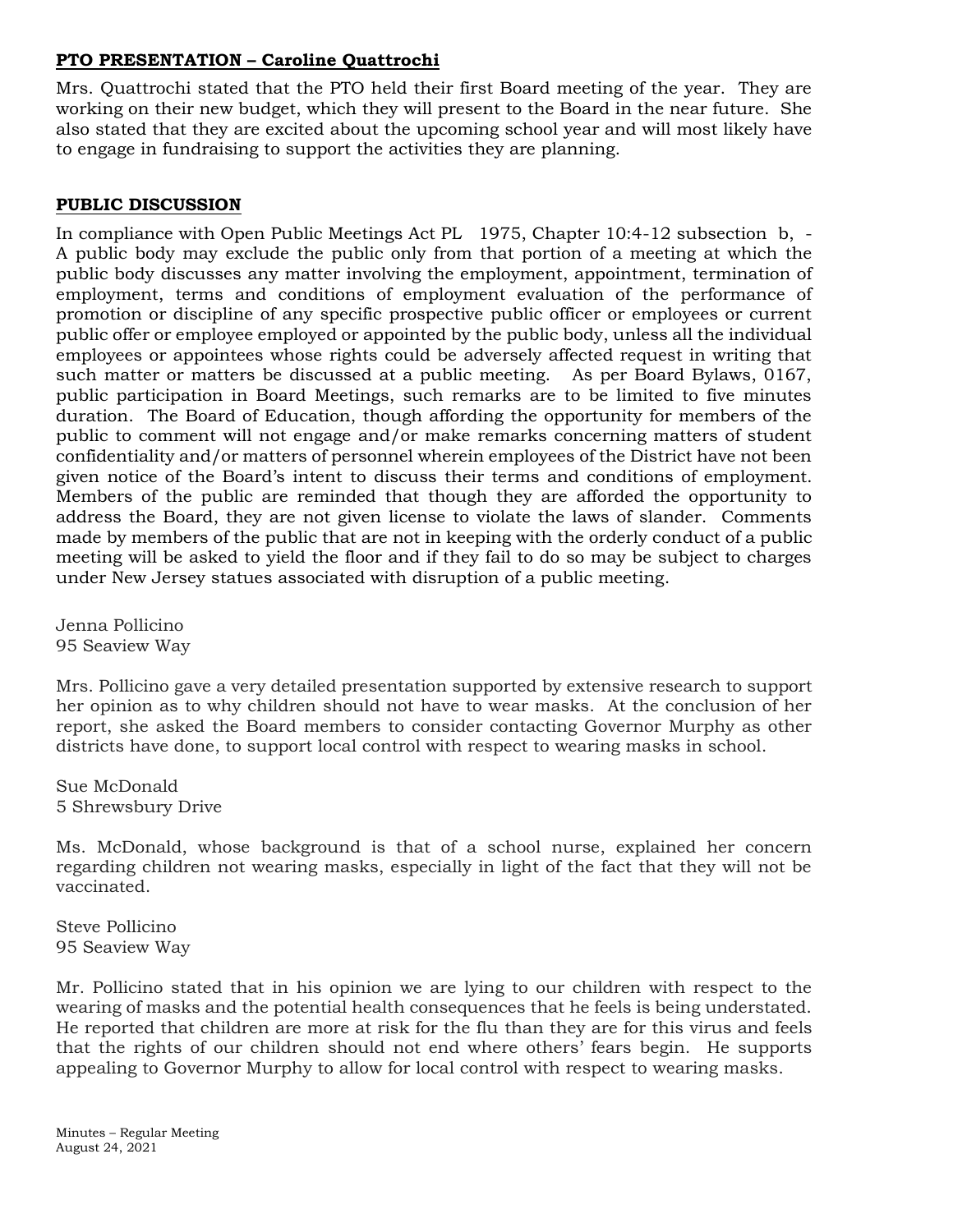**PTO PRESENTATION – Caroline Quattrochi**

Mrs. Quattrochi stated that the PTO held their first Board meeting of the year. They are working on their new budget, which they will present to the Board in the near future. She also stated that they are excited about the upcoming school year and will most likely have to engage in fundraising to support the activities they are planning.

**PUBLIC DISCUSSION**

In compliance with Open Public Meetings Act PL 1975, Chapter 10:4-12 subsection b, - A public body may exclude the public only from that portion of a meeting at which the public body discusses any matter involving the employment, appointment, termination of employment, terms and conditions of employment evaluation of the performance of promotion or discipline of any specific prospective public officer or employees or current public offer or employee employed or appointed by the public body, unless all the individual employees or appointees whose rights could be adversely affected request in writing that such matter or matters be discussed at a public meeting. As per Board Bylaws, 0167, public participation in Board Meetings, such remarks are to be limited to five minutes duration. The Board of Education, though affording the opportunity for members of the public to comment will not engage and/or make remarks concerning matters of student confidentiality and/or matters of personnel wherein employees of the District have not been given notice of the Board's intent to discuss their terms and conditions of employment. Members of the public are reminded that though they are afforded the opportunity to address the Board, they are not given license to violate the laws of slander. Comments made by members of the public that are not in keeping with the orderly conduct of a public meeting will be asked to yield the floor and if they fail to do so may be subject to charges under New Jersey statues associated with disruption of a public meeting.

Jenna Pollicino
95 Seaview Way

Mrs. Pollicino gave a very detailed presentation supported by extensive research to support her opinion as to why children should not have to wear masks. At the conclusion of her report, she asked the Board members to consider contacting Governor Murphy as other districts have done, to support local control with respect to wearing masks in school.

Sue McDonald
5 Shrewsbury Drive

Ms. McDonald, whose background is that of a school nurse, explained her concern regarding children not wearing masks, especially in light of the fact that they will not be vaccinated.

Steve Pollicino
95 Seaview Way

Mr. Pollicino stated that in his opinion we are lying to our children with respect to the wearing of masks and the potential health consequences that he feels is being understated. He reported that children are more at risk for the flu than they are for this virus and feels that the rights of our children should not end where others' fears begin. He supports appealing to Governor Murphy to allow for local control with respect to wearing masks.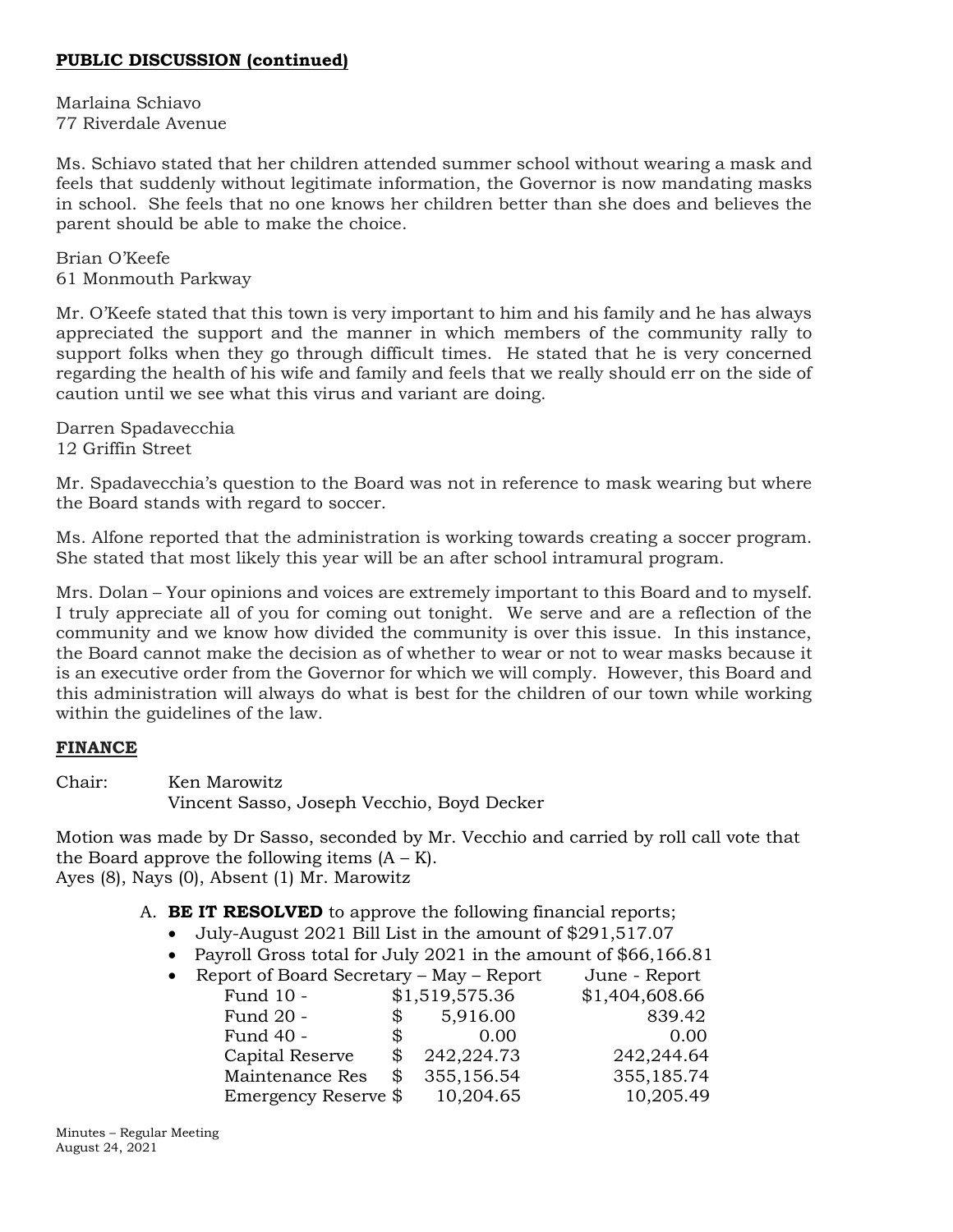**PUBLIC DISCUSSION (continued)**

Marlaina Schiavo
77 Riverdale Avenue

Ms. Schiavo stated that her children attended summer school without wearing a mask and feels that suddenly without legitimate information, the Governor is now mandating masks in school. She feels that no one knows her children better than she does and believes the parent should be able to make the choice.

Brian O'Keefe
61 Monmouth Parkway

Mr. O'Keefe stated that this town is very important to him and his family and he has always appreciated the support and the manner in which members of the community rally to support folks when they go through difficult times. He stated that he is very concerned regarding the health of his wife and family and feels that we really should err on the side of caution until we see what this virus and variant are doing.

Darren Spadavecchia
12 Griffin Street

Mr. Spadavecchia's question to the Board was not in reference to mask wearing but where the Board stands with regard to soccer.

Ms. Alfone reported that the administration is working towards creating a soccer program. She stated that most likely this year will be an after school intramural program.

Mrs. Dolan – Your opinions and voices are extremely important to this Board and to myself. I truly appreciate all of you for coming out tonight. We serve and are a reflection of the community and we know how divided the community is over this issue. In this instance, the Board cannot make the decision as of whether to wear or not to wear masks because it is an executive order from the Governor for which we will comply. However, this Board and this administration will always do what is best for the children of our town while working within the guidelines of the law.

**FINANCE**

Chair: Ken Marowitz
Vincent Sasso, Joseph Vecchio, Boyd Decker

Motion was made by Dr Sasso, seconded by Mr. Vecchio and carried by roll call vote that the Board approve the following items (A – K).
Ayes (8), Nays (0), Absent (1) Mr. Marowitz

A. **BE IT RESOLVED** to approve the following financial reports;
   - July-August 2021 Bill List in the amount of $291,517.07
   - Payroll Gross total for July 2021 in the amount of $66,166.81
   - Report of Board Secretary – May – Report June - Report

| | May – Report | June - Report |
|---|---|---|
| Fund 10 - | $1,519,575.36 | $1,404,608.66 |
| Fund 20 - | $ 5,916.00 | 839.42 |
| Fund 40 - | $ 0.00 | 0.00 |
| Capital Reserve | $ 242,224.73 | 242,244.64 |
| Maintenance Res | $ 355,156.54 | 355,185.74 |
| Emergency Reserve | $ 10,204.65 | 10,205.49 |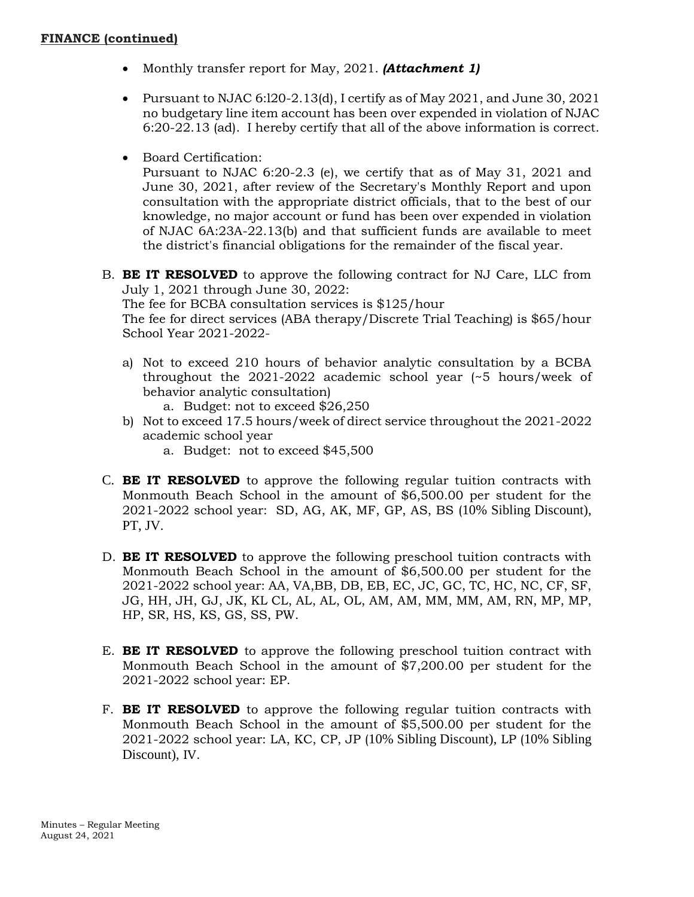**FINANCE (continued)**

- Monthly transfer report for May, 2021. ***(Attachment 1)***

- Pursuant to NJAC 6:l20-2.13(d), I certify as of May 2021, and June 30, 2021 no budgetary line item account has been over expended in violation of NJAC 6:20-22.13 (ad). I hereby certify that all of the above information is correct.

- Board Certification:
  Pursuant to NJAC 6:20-2.3 (e), we certify that as of May 31, 2021 and June 30, 2021, after review of the Secretary's Monthly Report and upon consultation with the appropriate district officials, that to the best of our knowledge, no major account or fund has been over expended in violation of NJAC 6A:23A-22.13(b) and that sufficient funds are available to meet the district's financial obligations for the remainder of the fiscal year.

B. **BE IT RESOLVED** to approve the following contract for NJ Care, LLC from July 1, 2021 through June 30, 2022:
The fee for BCBA consultation services is $125/hour
The fee for direct services (ABA therapy/Discrete Trial Teaching) is $65/hour
School Year 2021-2022-

   a) Not to exceed 210 hours of behavior analytic consultation by a BCBA throughout the 2021-2022 academic school year (~5 hours/week of behavior analytic consultation)
      a. Budget: not to exceed $26,250
   b) Not to exceed 17.5 hours/week of direct service throughout the 2021-2022 academic school year
      a. Budget: not to exceed $45,500

C. **BE IT RESOLVED** to approve the following regular tuition contracts with Monmouth Beach School in the amount of $6,500.00 per student for the 2021-2022 school year: SD, AG, AK, MF, GP, AS, BS (10% Sibling Discount), PT, JV.

D. **BE IT RESOLVED** to approve the following preschool tuition contracts with Monmouth Beach School in the amount of $6,500.00 per student for the 2021-2022 school year: AA, VA,BB, DB, EB, EC, JC, GC, TC, HC, NC, CF, SF, JG, HH, JH, GJ, JK, KL CL, AL, AL, OL, AM, AM, MM, MM, AM, RN, MP, MP, HP, SR, HS, KS, GS, SS, PW.

E. **BE IT RESOLVED** to approve the following preschool tuition contract with Monmouth Beach School in the amount of $7,200.00 per student for the 2021-2022 school year: EP.

F. **BE IT RESOLVED** to approve the following regular tuition contracts with Monmouth Beach School in the amount of $5,500.00 per student for the 2021-2022 school year: LA, KC, CP, JP (10% Sibling Discount), LP (10% Sibling Discount), IV.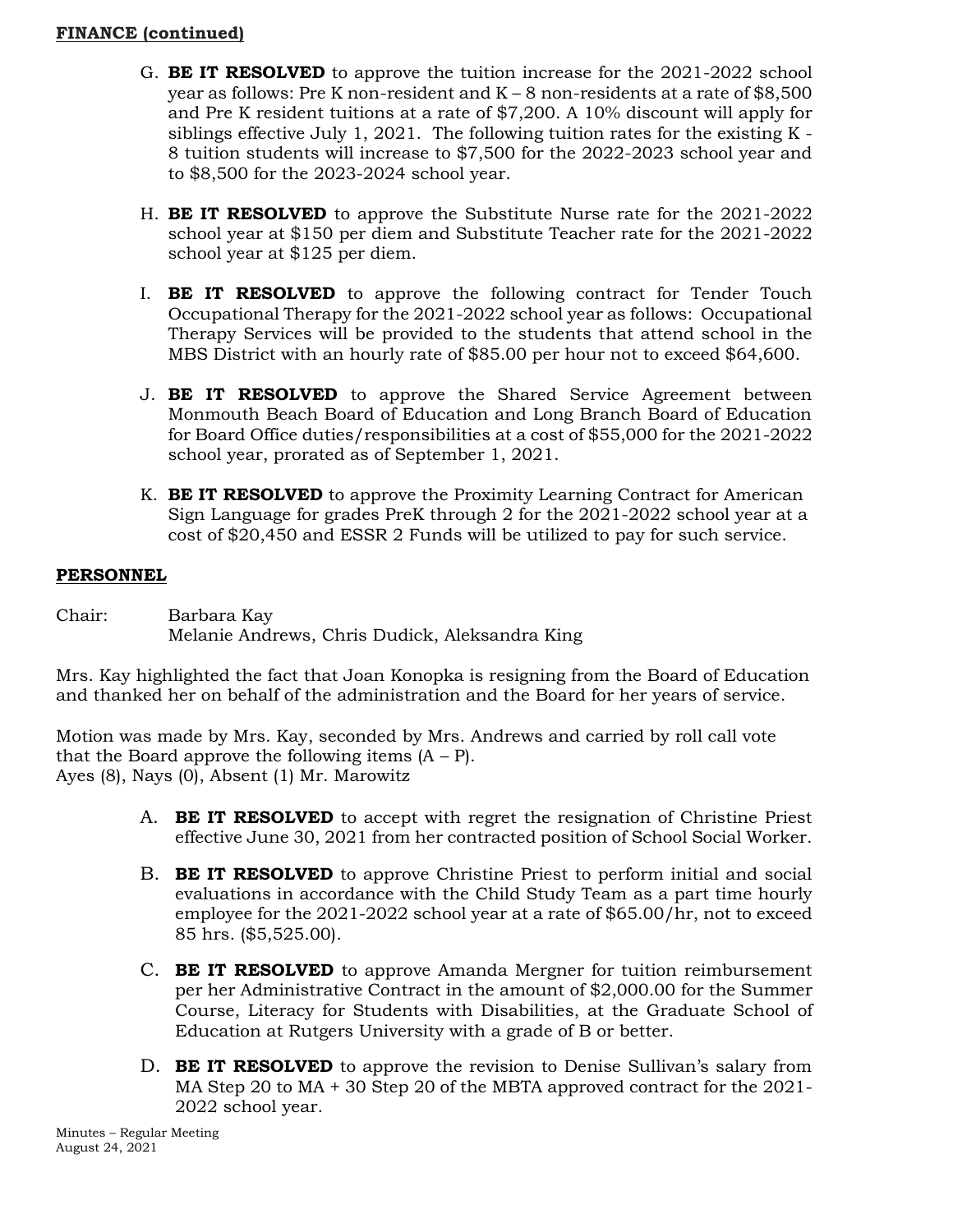**FINANCE (continued)**

G. **BE IT RESOLVED** to approve the tuition increase for the 2021-2022 school year as follows: Pre K non-resident and K – 8 non-residents at a rate of $8,500 and Pre K resident tuitions at a rate of $7,200. A 10% discount will apply for siblings effective July 1, 2021. The following tuition rates for the existing K - 8 tuition students will increase to $7,500 for the 2022-2023 school year and to $8,500 for the 2023-2024 school year.

H. **BE IT RESOLVED** to approve the Substitute Nurse rate for the 2021-2022 school year at $150 per diem and Substitute Teacher rate for the 2021-2022 school year at $125 per diem.

I. **BE IT RESOLVED** to approve the following contract for Tender Touch Occupational Therapy for the 2021-2022 school year as follows: Occupational Therapy Services will be provided to the students that attend school in the MBS District with an hourly rate of $85.00 per hour not to exceed $64,600.

J. **BE IT RESOLVED** to approve the Shared Service Agreement between Monmouth Beach Board of Education and Long Branch Board of Education for Board Office duties/responsibilities at a cost of $55,000 for the 2021-2022 school year, prorated as of September 1, 2021.

K. **BE IT RESOLVED** to approve the Proximity Learning Contract for American Sign Language for grades PreK through 2 for the 2021-2022 school year at a cost of $20,450 and ESSR 2 Funds will be utilized to pay for such service.

**PERSONNEL**

Chair: Barbara Kay
Melanie Andrews, Chris Dudick, Aleksandra King

Mrs. Kay highlighted the fact that Joan Konopka is resigning from the Board of Education and thanked her on behalf of the administration and the Board for her years of service.

Motion was made by Mrs. Kay, seconded by Mrs. Andrews and carried by roll call vote that the Board approve the following items (A – P).
Ayes (8), Nays (0), Absent (1) Mr. Marowitz

A. **BE IT RESOLVED** to accept with regret the resignation of Christine Priest effective June 30, 2021 from her contracted position of School Social Worker.

B. **BE IT RESOLVED** to approve Christine Priest to perform initial and social evaluations in accordance with the Child Study Team as a part time hourly employee for the 2021-2022 school year at a rate of $65.00/hr, not to exceed 85 hrs. ($5,525.00).

C. **BE IT RESOLVED** to approve Amanda Mergner for tuition reimbursement per her Administrative Contract in the amount of $2,000.00 for the Summer Course, Literacy for Students with Disabilities, at the Graduate School of Education at Rutgers University with a grade of B or better.

D. **BE IT RESOLVED** to approve the revision to Denise Sullivan's salary from MA Step 20 to MA + 30 Step 20 of the MBTA approved contract for the 2021-2022 school year.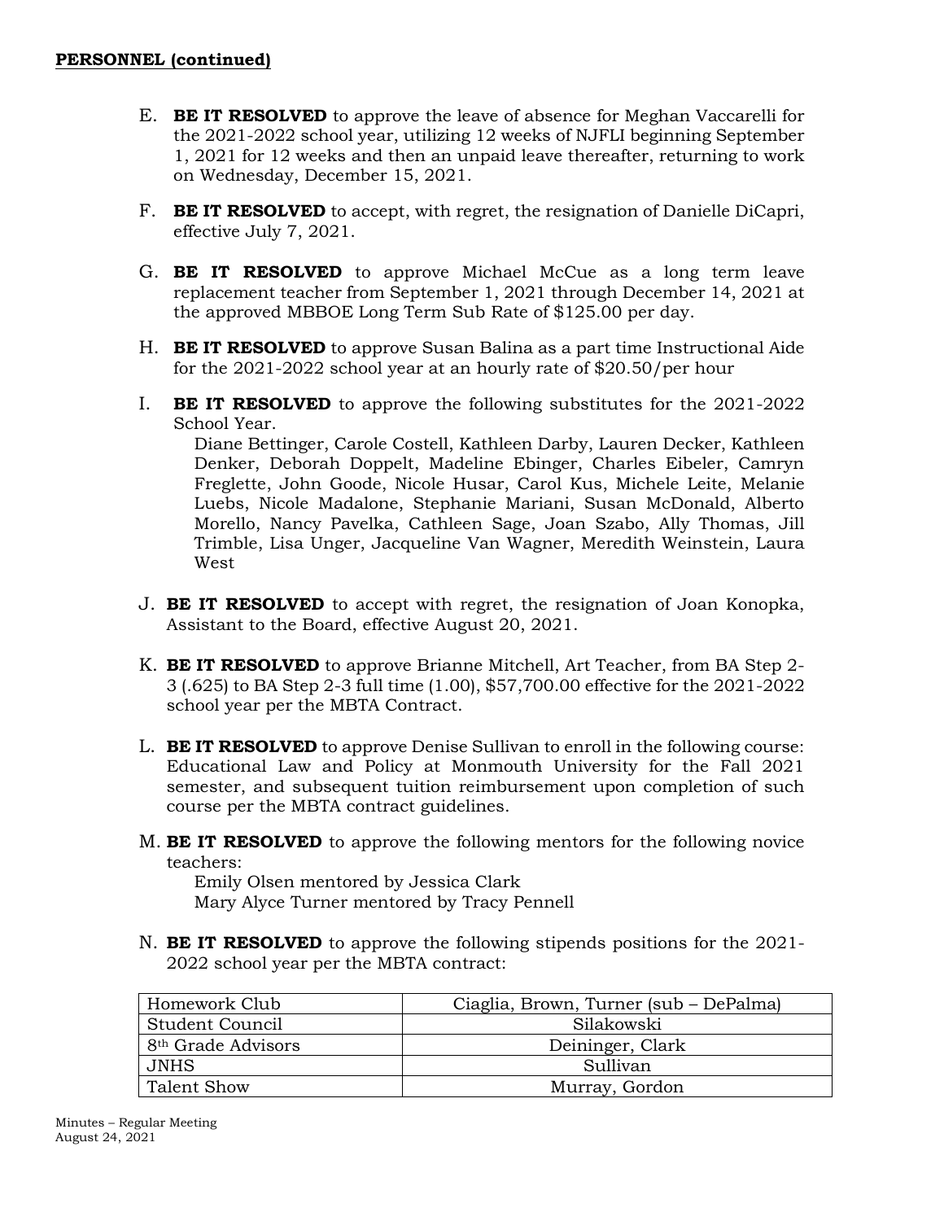**PERSONNEL (continued)**

E. **BE IT RESOLVED** to approve the leave of absence for Meghan Vaccarelli for the 2021-2022 school year, utilizing 12 weeks of NJFLI beginning September 1, 2021 for 12 weeks and then an unpaid leave thereafter, returning to work on Wednesday, December 15, 2021.

F. **BE IT RESOLVED** to accept, with regret, the resignation of Danielle DiCapri, effective July 7, 2021.

G. **BE IT RESOLVED** to approve Michael McCue as a long term leave replacement teacher from September 1, 2021 through December 14, 2021 at the approved MBBOE Long Term Sub Rate of $125.00 per day.

H. **BE IT RESOLVED** to approve Susan Balina as a part time Instructional Aide for the 2021-2022 school year at an hourly rate of $20.50/per hour

I. **BE IT RESOLVED** to approve the following substitutes for the 2021-2022 School Year.
Diane Bettinger, Carole Costell, Kathleen Darby, Lauren Decker, Kathleen Denker, Deborah Doppelt, Madeline Ebinger, Charles Eibeler, Camryn Freglette, John Goode, Nicole Husar, Carol Kus, Michele Leite, Melanie Luebs, Nicole Madalone, Stephanie Mariani, Susan McDonald, Alberto Morello, Nancy Pavelka, Cathleen Sage, Joan Szabo, Ally Thomas, Jill Trimble, Lisa Unger, Jacqueline Van Wagner, Meredith Weinstein, Laura West

J. **BE IT RESOLVED** to accept with regret, the resignation of Joan Konopka, Assistant to the Board, effective August 20, 2021.

K. **BE IT RESOLVED** to approve Brianne Mitchell, Art Teacher, from BA Step 2-3 (.625) to BA Step 2-3 full time (1.00), $57,700.00 effective for the 2021-2022 school year per the MBTA Contract.

L. **BE IT RESOLVED** to approve Denise Sullivan to enroll in the following course: Educational Law and Policy at Monmouth University for the Fall 2021 semester, and subsequent tuition reimbursement upon completion of such course per the MBTA contract guidelines.

M. **BE IT RESOLVED** to approve the following mentors for the following novice teachers:
Emily Olsen mentored by Jessica Clark
Mary Alyce Turner mentored by Tracy Pennell

N. **BE IT RESOLVED** to approve the following stipends positions for the 2021-2022 school year per the MBTA contract:

| | |
|---|---|
| Homework Club | Ciaglia, Brown, Turner (sub – DePalma) |
| Student Council | Silakowski |
| 8th Grade Advisors | Deininger, Clark |
| JNHS | Sullivan |
| Talent Show | Murray, Gordon |

Minutes – Regular Meeting
August 24, 2021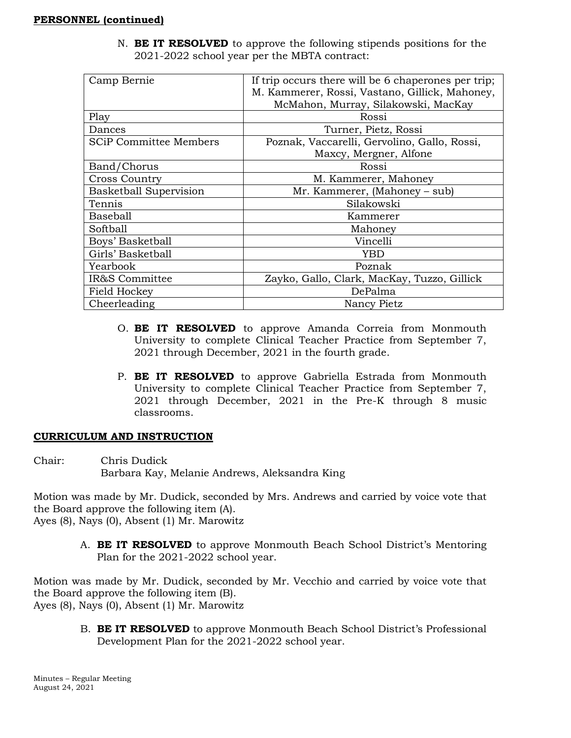**PERSONNEL (continued)**

N. **BE IT RESOLVED** to approve the following stipends positions for the 2021-2022 school year per the MBTA contract:

| | |
|---|---|
| Camp Bernie | If trip occurs there will be 6 chaperones per trip; M. Kammerer, Rossi, Vastano, Gillick, Mahoney, McMahon, Murray, Silakowski, MacKay |
| Play | Rossi |
| Dances | Turner, Pietz, Rossi |
| SCiP Committee Members | Poznak, Vaccarelli, Gervolino, Gallo, Rossi, Maxcy, Mergner, Alfone |
| Band/Chorus | Rossi |
| Cross Country | M. Kammerer, Mahoney |
| Basketball Supervision | Mr. Kammerer, (Mahoney – sub) |
| Tennis | Silakowski |
| Baseball | Kammerer |
| Softball | Mahoney |
| Boys' Basketball | Vincelli |
| Girls' Basketball | YBD |
| Yearbook | Poznak |
| IR&S Committee | Zayko, Gallo, Clark, MacKay, Tuzzo, Gillick |
| Field Hockey | DePalma |
| Cheerleading | Nancy Pietz |

O. **BE IT RESOLVED** to approve Amanda Correia from Monmouth University to complete Clinical Teacher Practice from September 7, 2021 through December, 2021 in the fourth grade.

P. **BE IT RESOLVED** to approve Gabriella Estrada from Monmouth University to complete Clinical Teacher Practice from September 7, 2021 through December, 2021 in the Pre-K through 8 music classrooms.

**CURRICULUM AND INSTRUCTION**

Chair: Chris Dudick
Barbara Kay, Melanie Andrews, Aleksandra King

Motion was made by Mr. Dudick, seconded by Mrs. Andrews and carried by voice vote that the Board approve the following item (A).
Ayes (8), Nays (0), Absent (1) Mr. Marowitz

A. **BE IT RESOLVED** to approve Monmouth Beach School District's Mentoring Plan for the 2021-2022 school year.

Motion was made by Mr. Dudick, seconded by Mr. Vecchio and carried by voice vote that the Board approve the following item (B).
Ayes (8), Nays (0), Absent (1) Mr. Marowitz

B. **BE IT RESOLVED** to approve Monmouth Beach School District's Professional Development Plan for the 2021-2022 school year.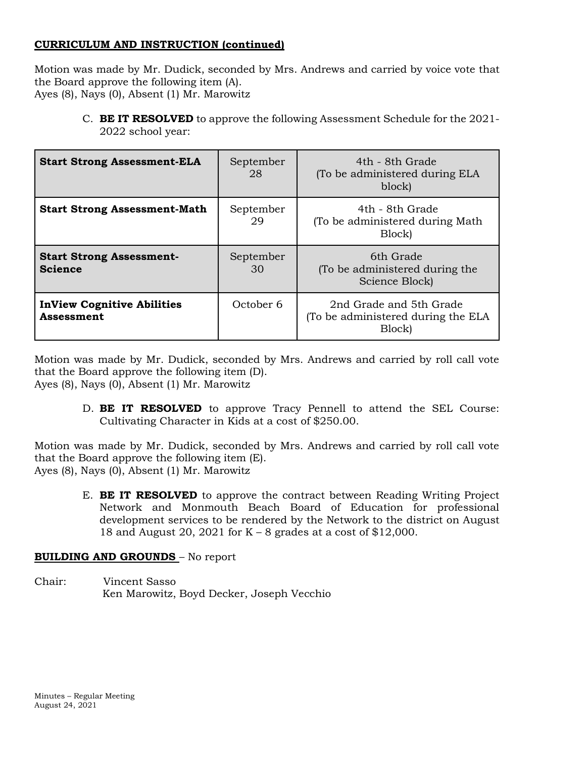**CURRICULUM AND INSTRUCTION (continued)**

Motion was made by Mr. Dudick, seconded by Mrs. Andrews and carried by voice vote that the Board approve the following item (A).
Ayes (8), Nays (0), Absent (1) Mr. Marowitz

C. **BE IT RESOLVED** to approve the following Assessment Schedule for the 2021-2022 school year:

| | | |
|---|---|---|
| **Start Strong Assessment-ELA** | September 28 | 4th - 8th Grade (To be administered during ELA block) |
| **Start Strong Assessment-Math** | September 29 | 4th - 8th Grade (To be administered during Math Block) |
| **Start Strong Assessment-Science** | September 30 | 6th Grade (To be administered during the Science Block) |
| **InView Cognitive Abilities Assessment** | October 6 | 2nd Grade and 5th Grade (To be administered during the ELA Block) |

Motion was made by Mr. Dudick, seconded by Mrs. Andrews and carried by roll call vote that the Board approve the following item (D).
Ayes (8), Nays (0), Absent (1) Mr. Marowitz

D. **BE IT RESOLVED** to approve Tracy Pennell to attend the SEL Course: Cultivating Character in Kids at a cost of $250.00.

Motion was made by Mr. Dudick, seconded by Mrs. Andrews and carried by roll call vote that the Board approve the following item (E).
Ayes (8), Nays (0), Absent (1) Mr. Marowitz

E. **BE IT RESOLVED** to approve the contract between Reading Writing Project Network and Monmouth Beach Board of Education for professional development services to be rendered by the Network to the district on August 18 and August 20, 2021 for K – 8 grades at a cost of $12,000.

**BUILDING AND GROUNDS** – No report

Chair: Vincent Sasso
Ken Marowitz, Boyd Decker, Joseph Vecchio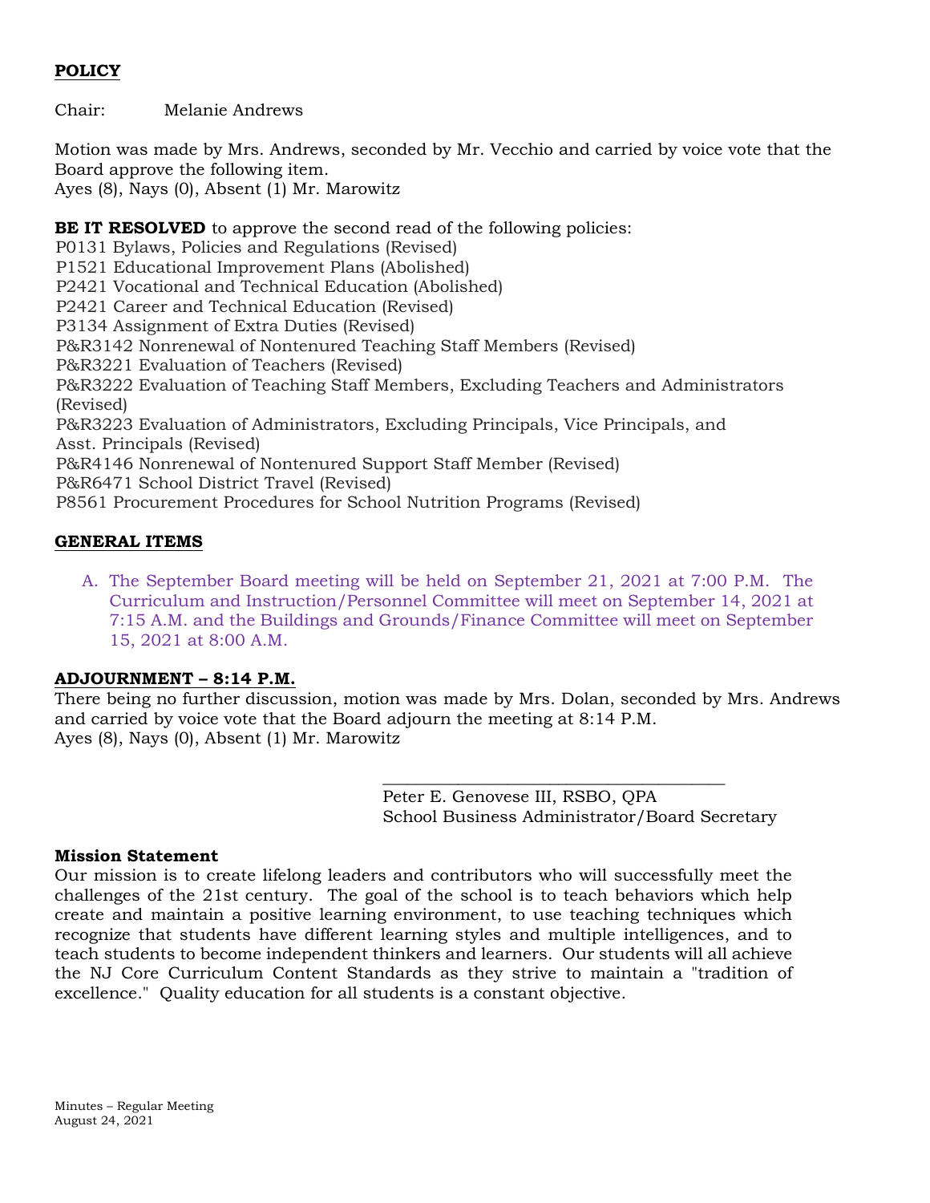**POLICY**

Chair: Melanie Andrews

Motion was made by Mrs. Andrews, seconded by Mr. Vecchio and carried by voice vote that the Board approve the following item.
Ayes (8), Nays (0), Absent (1) Mr. Marowitz

**BE IT RESOLVED** to approve the second read of the following policies:
P0131 Bylaws, Policies and Regulations (Revised)
P1521 Educational Improvement Plans (Abolished)
P2421 Vocational and Technical Education (Abolished)
P2421 Career and Technical Education (Revised)
P3134 Assignment of Extra Duties (Revised)
P&R3142 Nonrenewal of Nontenured Teaching Staff Members (Revised)
P&R3221 Evaluation of Teachers (Revised)
P&R3222 Evaluation of Teaching Staff Members, Excluding Teachers and Administrators (Revised)
P&R3223 Evaluation of Administrators, Excluding Principals, Vice Principals, and Asst. Principals (Revised)
P&R4146 Nonrenewal of Nontenured Support Staff Member (Revised)
P&R6471 School District Travel (Revised)
P8561 Procurement Procedures for School Nutrition Programs (Revised)

**GENERAL ITEMS**

A. The September Board meeting will be held on September 21, 2021 at 7:00 P.M. The Curriculum and Instruction/Personnel Committee will meet on September 14, 2021 at 7:15 A.M. and the Buildings and Grounds/Finance Committee will meet on September 15, 2021 at 8:00 A.M.

**ADJOURNMENT – 8:14 P.M.**

There being no further discussion, motion was made by Mrs. Dolan, seconded by Mrs. Andrews and carried by voice vote that the Board adjourn the meeting at 8:14 P.M.
Ayes (8), Nays (0), Absent (1) Mr. Marowitz

\_\_\_\_\_\_\_\_\_\_\_\_\_\_\_\_\_\_\_\_\_\_\_\_\_\_\_\_\_\_\_\_\_\_\_\_\_\_\_\_

Peter E. Genovese III, RSBO, QPA
School Business Administrator/Board Secretary

**Mission Statement**

Our mission is to create lifelong leaders and contributors who will successfully meet the challenges of the 21st century. The goal of the school is to teach behaviors which help create and maintain a positive learning environment, to use teaching techniques which recognize that students have different learning styles and multiple intelligences, and to teach students to become independent thinkers and learners. Our students will all achieve the NJ Core Curriculum Content Standards as they strive to maintain a "tradition of excellence." Quality education for all students is a constant objective.